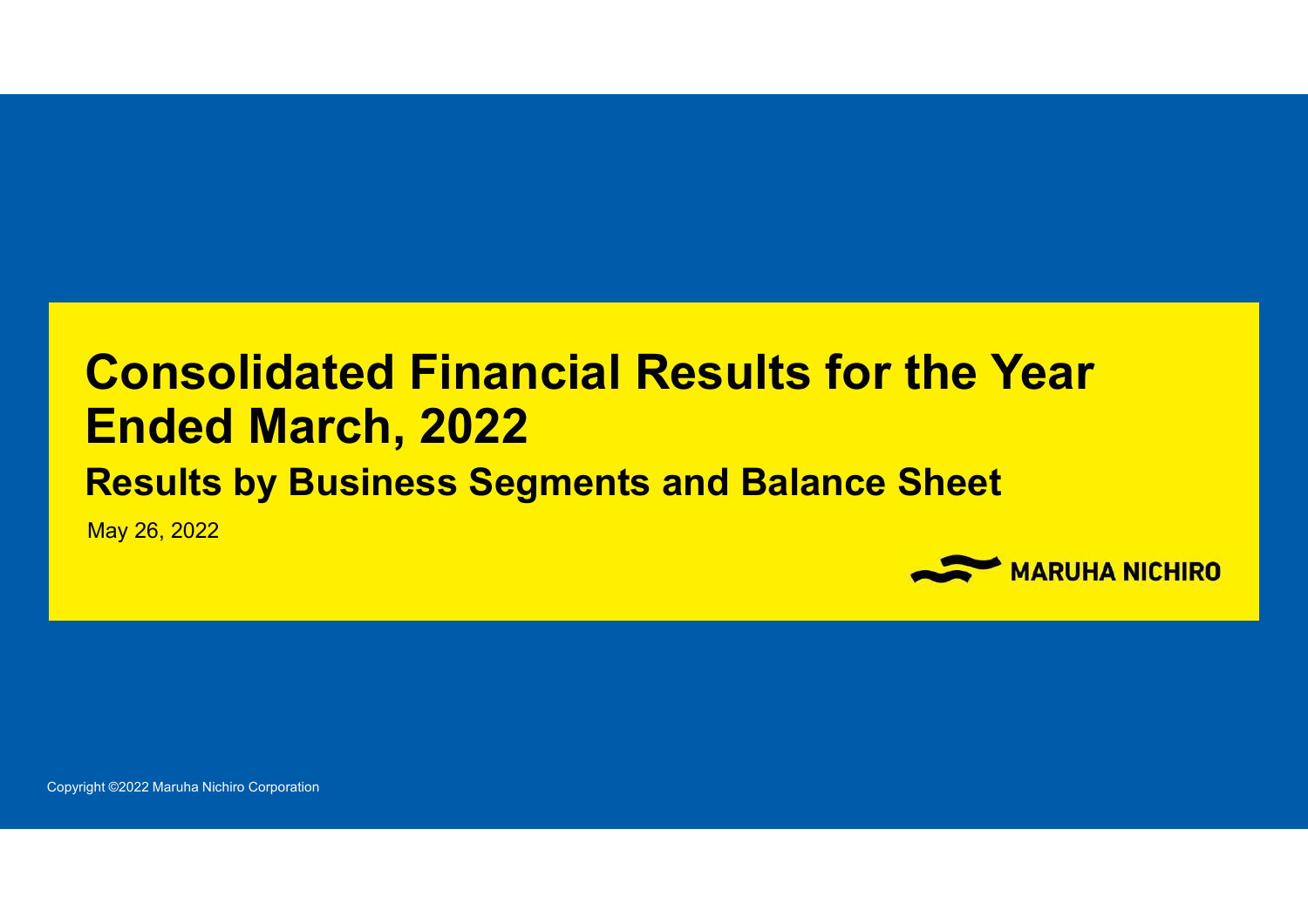# Consolidated Financial Results for the Year Ended March, 2022

## Results by Business Segments and Balance Sheet

May 26, 2022

MARUHA NICHIRO

Copyright ©2022 Maruha Nichiro Corporation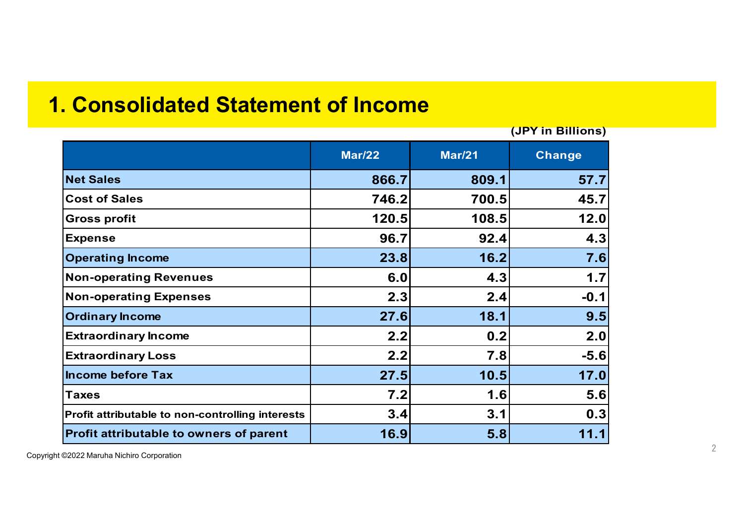# 1. Consolidated Statement of Income

(JPY in Billions)

| | Mar/22 | Mar/21 | Change |
|---|---|---|---|
| **Net Sales** | 866.7 | 809.1 | 57.7 |
| Cost of Sales | 746.2 | 700.5 | 45.7 |
| Gross profit | 120.5 | 108.5 | 12.0 |
| Expense | 96.7 | 92.4 | 4.3 |
| **Operating Income** | 23.8 | 16.2 | 7.6 |
| Non-operating Revenues | 6.0 | 4.3 | 1.7 |
| Non-operating Expenses | 2.3 | 2.4 | -0.1 |
| **Ordinary Income** | 27.6 | 18.1 | 9.5 |
| Extraordinary Income | 2.2 | 0.2 | 2.0 |
| Extraordinary Loss | 2.2 | 7.8 | -5.6 |
| **Income before Tax** | 27.5 | 10.5 | 17.0 |
| Taxes | 7.2 | 1.6 | 5.6 |
| Profit attributable to non-controlling interests | 3.4 | 3.1 | 0.3 |
| **Profit attributable to owners of parent** | 16.9 | 5.8 | 11.1 |

Copyright ©2022 Maruha Nichiro Corporation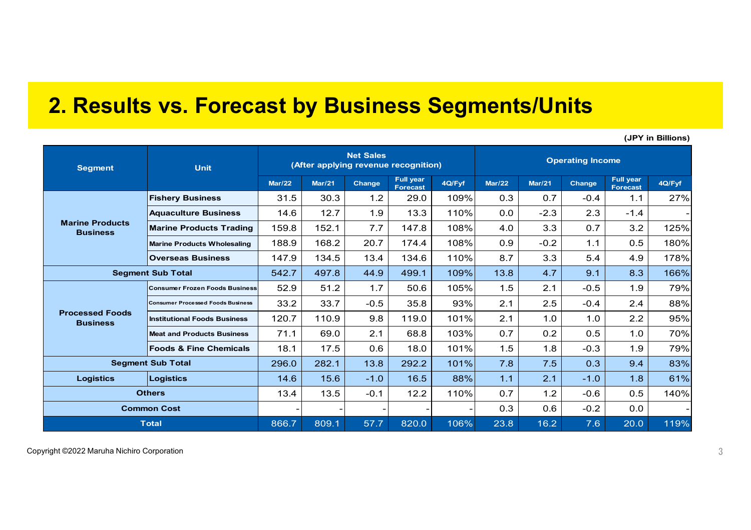## 2. Results vs. Forecast by Business Segments/Units

(JPY in Billions)

| Segment | Unit | Net Sales (After applying revenue recognition) | | | | | Operating Income | | | | |
|---|---|---|---|---|---|---|---|---|---|---|---|
| | | Mar/22 | Mar/21 | Change | Full year Forecast | 4Q/Fyf | Mar/22 | Mar/21 | Change | Full year Forecast | 4Q/Fyf |
| Marine Products Business | Fishery Business | 31.5 | 30.3 | 1.2 | 29.0 | 109% | 0.3 | 0.7 | -0.4 | 1.1 | 27% |
| | Aquaculture Business | 14.6 | 12.7 | 1.9 | 13.3 | 110% | 0.0 | -2.3 | 2.3 | -1.4 | - |
| | Marine Products Trading | 159.8 | 152.1 | 7.7 | 147.8 | 108% | 4.0 | 3.3 | 0.7 | 3.2 | 125% |
| | Marine Products Wholesaling | 188.9 | 168.2 | 20.7 | 174.4 | 108% | 0.9 | -0.2 | 1.1 | 0.5 | 180% |
| | Overseas Business | 147.9 | 134.5 | 13.4 | 134.6 | 110% | 8.7 | 3.3 | 5.4 | 4.9 | 178% |
| Segment Sub Total | | 542.7 | 497.8 | 44.9 | 499.1 | 109% | 13.8 | 4.7 | 9.1 | 8.3 | 166% |
| Processed Foods Business | Consumer Frozen Foods Business | 52.9 | 51.2 | 1.7 | 50.6 | 105% | 1.5 | 2.1 | -0.5 | 1.9 | 79% |
| | Consumer Processed Foods Business | 33.2 | 33.7 | -0.5 | 35.8 | 93% | 2.1 | 2.5 | -0.4 | 2.4 | 88% |
| | Institutional Foods Business | 120.7 | 110.9 | 9.8 | 119.0 | 101% | 2.1 | 1.0 | 1.0 | 2.2 | 95% |
| | Meat and Products Business | 71.1 | 69.0 | 2.1 | 68.8 | 103% | 0.7 | 0.2 | 0.5 | 1.0 | 70% |
| | Foods & Fine Chemicals | 18.1 | 17.5 | 0.6 | 18.0 | 101% | 1.5 | 1.8 | -0.3 | 1.9 | 79% |
| Segment Sub Total | | 296.0 | 282.1 | 13.8 | 292.2 | 101% | 7.8 | 7.5 | 0.3 | 9.4 | 83% |
| Logistics | Logistics | 14.6 | 15.6 | -1.0 | 16.5 | 88% | 1.1 | 2.1 | -1.0 | 1.8 | 61% |
| Others | | 13.4 | 13.5 | -0.1 | 12.2 | 110% | 0.7 | 1.2 | -0.6 | 0.5 | 140% |
| Common Cost | | - | - | - | - | - | 0.3 | 0.6 | -0.2 | 0.0 | - |
| Total | | 866.7 | 809.1 | 57.7 | 820.0 | 106% | 23.8 | 16.2 | 7.6 | 20.0 | 119% |

Copyright ©2022 Maruha Nichiro Corporation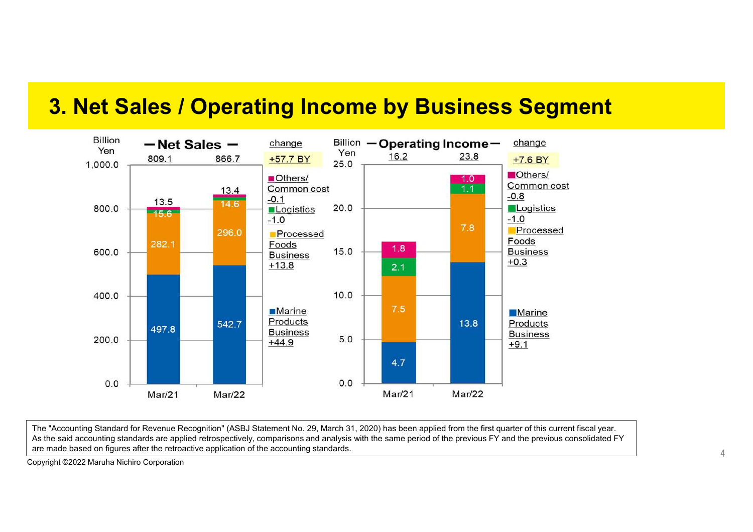# 3. Net Sales / Operating Income by Business Segment

**Net Sales** (Billion Yen)

| Segment | Mar/21 | Mar/22 | change |
|---|---|---|---|
| Others/ Common cost | 13.5 | 13.4 | -0.1 |
| Logistics | 15.6 | 14.6 | -1.0 |
| Processed Foods Business | 282.1 | 296.0 | +13.8 |
| Marine Products Business | 497.8 | 542.7 | +44.9 |
| Total | 809.1 | 866.7 | +57.7 BY |

**Operating Income** (Billion Yen)

| Segment | Mar/21 | Mar/22 | change |
|---|---|---|---|
| Others/ Common cost | 1.8 | 1.0 | -0.8 |
| Logistics | 2.1 | 1.1 | -1.0 |
| Processed Foods Business | 7.5 | 7.8 | +0.3 |
| Marine Products Business | 4.7 | 13.8 | +9.1 |
| Total | 16.2 | 23.8 | +7.6 BY |

The "Accounting Standard for Revenue Recognition" (ASBJ Statement No. 29, March 31, 2020) has been applied from the first quarter of this current fiscal year. As the said accounting standards are applied retrospectively, comparisons and analysis with the same period of the previous FY and the previous consolidated FY are made based on figures after the retroactive application of the accounting standards.

Copyright ©2022 Maruha Nichiro Corporation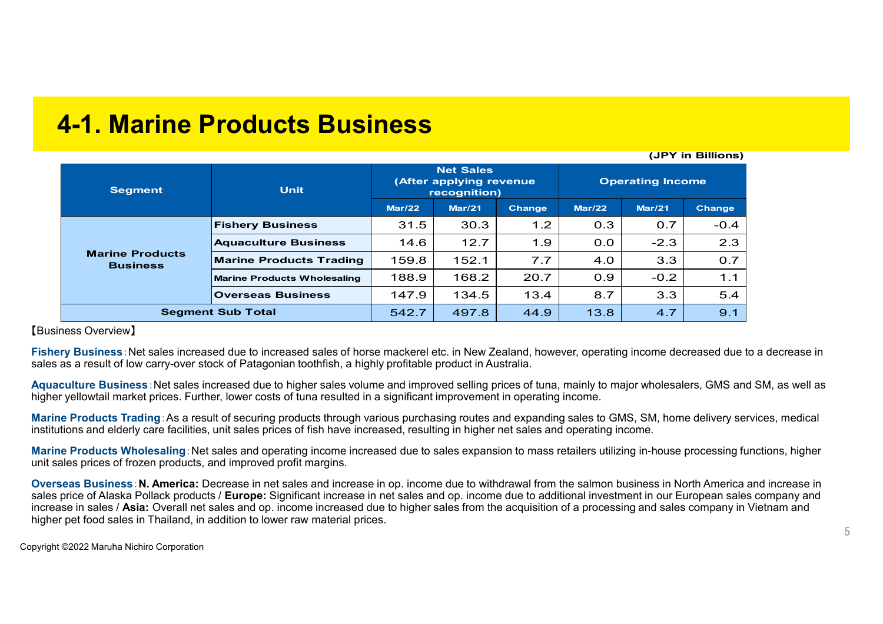# 4-1. Marine Products Business

(JPY in Billions)

| Segment | Unit | Net Sales (After applying revenue recognition) | | | Operating Income | | |
|---|---|---|---|---|---|---|---|
| | | Mar/22 | Mar/21 | Change | Mar/22 | Mar/21 | Change |
| Marine Products Business | Fishery Business | 31.5 | 30.3 | 1.2 | 0.3 | 0.7 | -0.4 |
| | Aquaculture Business | 14.6 | 12.7 | 1.9 | 0.0 | -2.3 | 2.3 |
| | Marine Products Trading | 159.8 | 152.1 | 7.7 | 4.0 | 3.3 | 0.7 |
| | Marine Products Wholesaling | 188.9 | 168.2 | 20.7 | 0.9 | -0.2 | 1.1 |
| | Overseas Business | 147.9 | 134.5 | 13.4 | 8.7 | 3.3 | 5.4 |
| Segment Sub Total | | 542.7 | 497.8 | 44.9 | 13.8 | 4.7 | 9.1 |

【Business Overview】

**Fishery Business**：Net sales increased due to increased sales of horse mackerel etc. in New Zealand, however, operating income decreased due to a decrease in sales as a result of low carry-over stock of Patagonian toothfish, a highly profitable product in Australia.

**Aquaculture Business**：Net sales increased due to higher sales volume and improved selling prices of tuna, mainly to major wholesalers, GMS and SM, as well as higher yellowtail market prices. Further, lower costs of tuna resulted in a significant improvement in operating income.

**Marine Products Trading**：As a result of securing products through various purchasing routes and expanding sales to GMS, SM, home delivery services, medical institutions and elderly care facilities, unit sales prices of fish have increased, resulting in higher net sales and operating income.

**Marine Products Wholesaling**：Net sales and operating income increased due to sales expansion to mass retailers utilizing in-house processing functions, higher unit sales prices of frozen products, and improved profit margins.

**Overseas Business**：**N. America:** Decrease in net sales and increase in op. income due to withdrawal from the salmon business in North America and increase in sales price of Alaska Pollack products / **Europe:** Significant increase in net sales and op. income due to additional investment in our European sales company and increase in sales / **Asia:** Overall net sales and op. income increased due to higher sales from the acquisition of a processing and sales company in Vietnam and higher pet food sales in Thailand, in addition to lower raw material prices.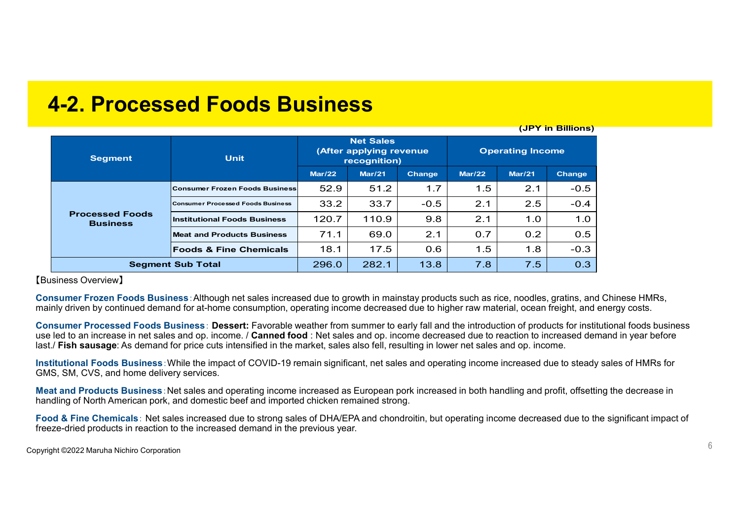# 4-2. Processed Foods Business

(JPY in Billions)

| Segment | Unit | Net Sales (After applying revenue recognition) | | | Operating Income | | |
|---|---|---|---|---|---|---|---|
| | | Mar/22 | Mar/21 | Change | Mar/22 | Mar/21 | Change |
| Processed Foods Business | Consumer Frozen Foods Business | 52.9 | 51.2 | 1.7 | 1.5 | 2.1 | -0.5 |
| | Consumer Processed Foods Business | 33.2 | 33.7 | -0.5 | 2.1 | 2.5 | -0.4 |
| | Institutional Foods Business | 120.7 | 110.9 | 9.8 | 2.1 | 1.0 | 1.0 |
| | Meat and Products Business | 71.1 | 69.0 | 2.1 | 0.7 | 0.2 | 0.5 |
| | Foods & Fine Chemicals | 18.1 | 17.5 | 0.6 | 1.5 | 1.8 | -0.3 |
| Segment Sub Total | | 296.0 | 282.1 | 13.8 | 7.8 | 7.5 | 0.3 |

【Business Overview】

**Consumer Frozen Foods Business**: Although net sales increased due to growth in mainstay products such as rice, noodles, gratins, and Chinese HMRs, mainly driven by continued demand for at-home consumption, operating income decreased due to higher raw material, ocean freight, and energy costs.

**Consumer Processed Foods Business**: **Dessert:** Favorable weather from summer to early fall and the introduction of products for institutional foods business use led to an increase in net sales and op. income. / **Canned food** : Net sales and op. income decreased due to reaction to increased demand in year before last./ **Fish sausage**: As demand for price cuts intensified in the market, sales also fell, resulting in lower net sales and op. income.

**Institutional Foods Business**: While the impact of COVID-19 remain significant, net sales and operating income increased due to steady sales of HMRs for GMS, SM, CVS, and home delivery services.

**Meat and Products Business**: Net sales and operating income increased as European pork increased in both handling and profit, offsetting the decrease in handling of North American pork, and domestic beef and imported chicken remained strong.

**Food & Fine Chemicals**: Net sales increased due to strong sales of DHA/EPA and chondroitin, but operating income decreased due to the significant impact of freeze-dried products in reaction to the increased demand in the previous year.

Copyright ©2022 Maruha Nichiro Corporation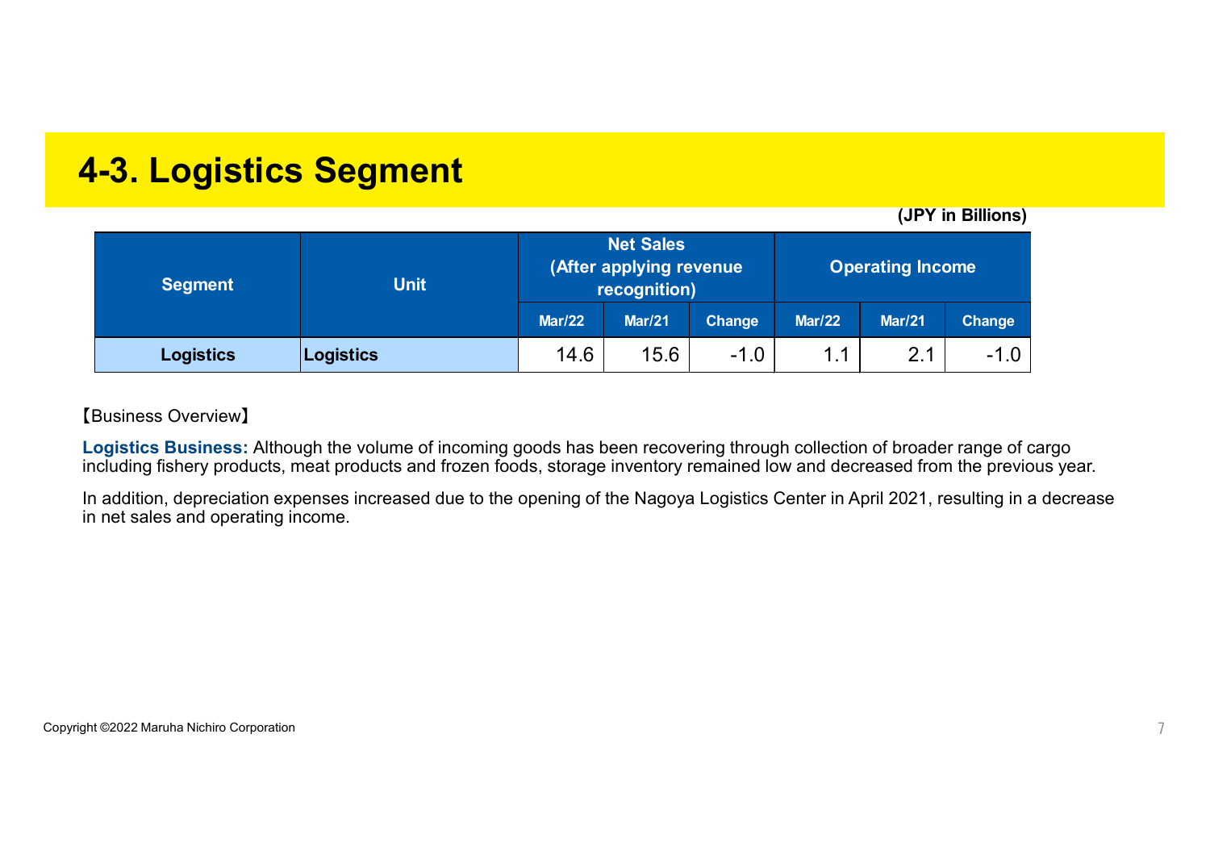# 4-3. Logistics Segment

(JPY in Billions)

| Segment | Unit | Net Sales (After applying revenue recognition) | | | Operating Income | | |
|---|---|---|---|---|---|---|---|
| | | Mar/22 | Mar/21 | Change | Mar/22 | Mar/21 | Change |
| **Logistics** | **Logistics** | 14.6 | 15.6 | -1.0 | 1.1 | 2.1 | -1.0 |

【Business Overview】

**Logistics Business:** Although the volume of incoming goods has been recovering through collection of broader range of cargo including fishery products, meat products and frozen foods, storage inventory remained low and decreased from the previous year.

In addition, depreciation expenses increased due to the opening of the Nagoya Logistics Center in April 2021, resulting in a decrease in net sales and operating income.

Copyright ©2022 Maruha Nichiro Corporation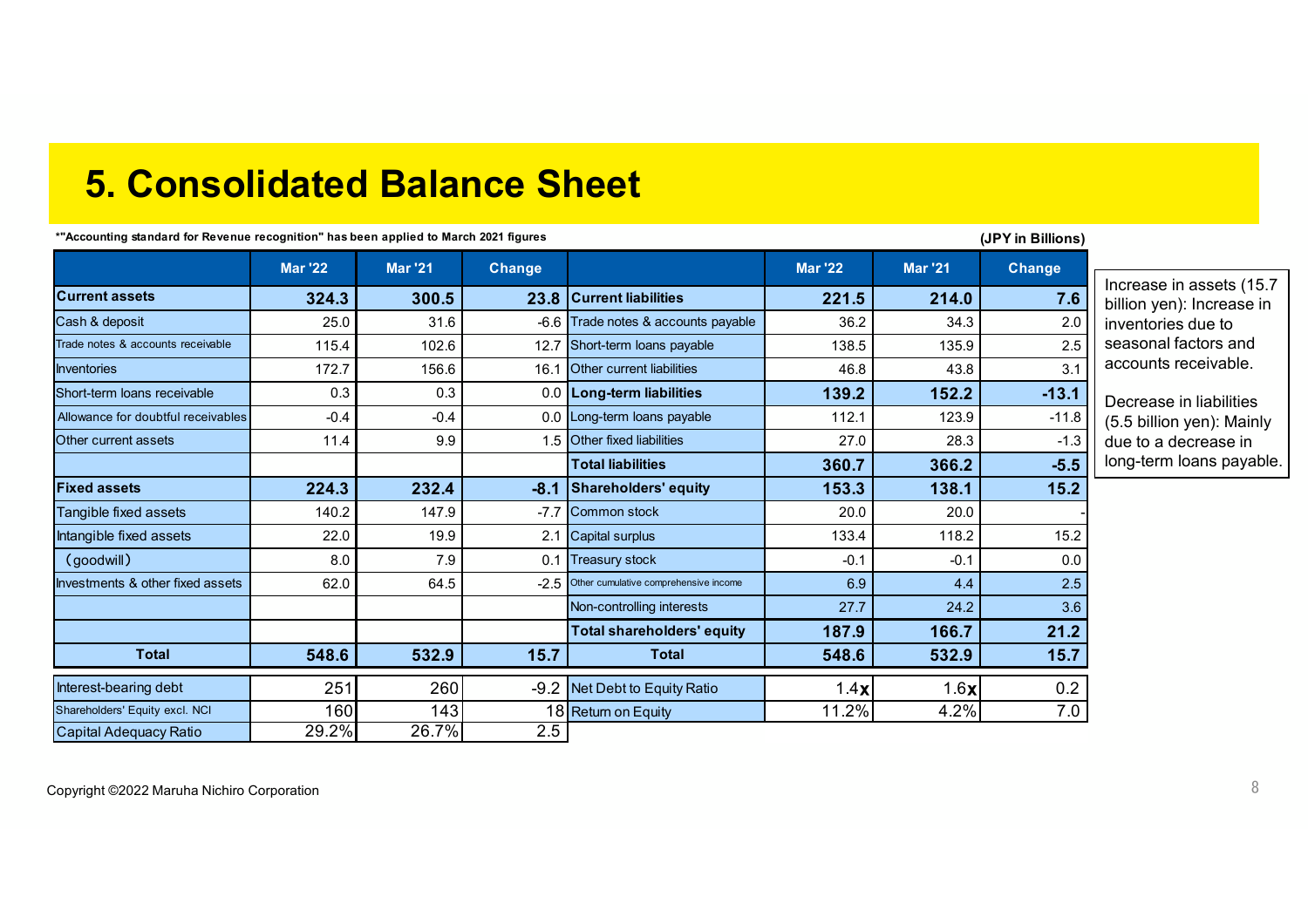# 5. Consolidated Balance Sheet

*"Accounting standard for Revenue recognition" has been applied to March 2021 figures

(JPY in Billions)

| | Mar '22 | Mar '21 | Change | | Mar '22 | Mar '21 | Change |
|---|---|---|---|---|---|---|---|
| **Current assets** | **324.3** | **300.5** | **23.8** | **Current liabilities** | **221.5** | **214.0** | **7.6** |
| Cash & deposit | 25.0 | 31.6 | -6.6 | Trade notes & accounts payable | 36.2 | 34.3 | 2.0 |
| Trade notes & accounts receivable | 115.4 | 102.6 | 12.7 | Short-term loans payable | 138.5 | 135.9 | 2.5 |
| Inventories | 172.7 | 156.6 | 16.1 | Other current liabilities | 46.8 | 43.8 | 3.1 |
| Short-term loans receivable | 0.3 | 0.3 | 0.0 | **Long-term liabilities** | **139.2** | **152.2** | **-13.1** |
| Allowance for doubtful receivables | -0.4 | -0.4 | 0.0 | Long-term loans payable | 112.1 | 123.9 | -11.8 |
| Other current assets | 11.4 | 9.9 | 1.5 | Other fixed liabilities | 27.0 | 28.3 | -1.3 |
| | | | | **Total liabilities** | **360.7** | **366.2** | **-5.5** |
| **Fixed assets** | **224.3** | **232.4** | **-8.1** | **Shareholders' equity** | **153.3** | **138.1** | **15.2** |
| Tangible fixed assets | 140.2 | 147.9 | -7.7 | Common stock | 20.0 | 20.0 | - |
| Intangible fixed assets | 22.0 | 19.9 | 2.1 | Capital surplus | 133.4 | 118.2 | 15.2 |
| （goodwill） | 8.0 | 7.9 | 0.1 | Treasury stock | -0.1 | -0.1 | 0.0 |
| Investments & other fixed assets | 62.0 | 64.5 | -2.5 | Other cumulative comprehensive income | 6.9 | 4.4 | 2.5 |
| | | | | Non-controlling interests | 27.7 | 24.2 | 3.6 |
| | | | | **Total shareholders' equity** | **187.9** | **166.7** | **21.2** |
| **Total** | **548.6** | **532.9** | **15.7** | **Total** | **548.6** | **532.9** | **15.7** |

| | Mar '22 | Mar '21 | Change | | Mar '22 | Mar '21 | Change |
|---|---|---|---|---|---|---|---|
| Interest-bearing debt | 251 | 260 | -9.2 | Net Debt to Equity Ratio | 1.4x | 1.6x | 0.2 |
| Shareholders' Equity excl. NCI | 160 | 143 | 18 | Return on Equity | 11.2% | 4.2% | 7.0 |
| Capital Adequacy Ratio | 29.2% | 26.7% | 2.5 | | | | |

Increase in assets (15.7 billion yen): Increase in inventories due to seasonal factors and accounts receivable.

Decrease in liabilities (5.5 billion yen): Mainly due to a decrease in long-term loans payable.

Copyright ©2022 Maruha Nichiro Corporation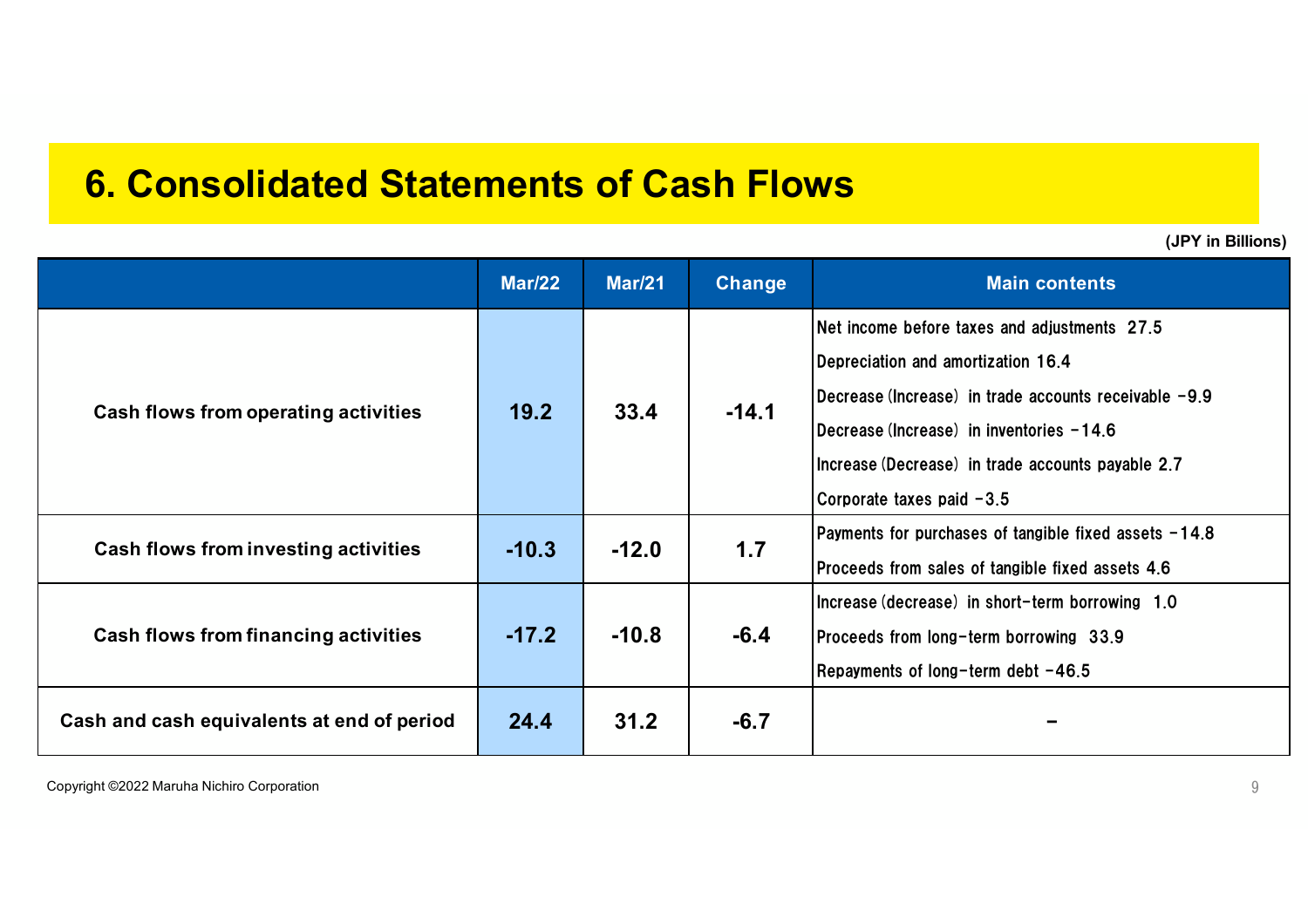# 6. Consolidated Statements of Cash Flows

(JPY in Billions)

| | Mar/22 | Mar/21 | Change | Main contents |
|---|---|---|---|---|
| Cash flows from operating activities | 19.2 | 33.4 | -14.1 | Net income before taxes and adjustments 27.5<br>Depreciation and amortization 16.4<br>Decrease (Increase) in trade accounts receivable -9.9<br>Decrease (Increase) in inventories -14.6<br>Increase (Decrease) in trade accounts payable 2.7<br>Corporate taxes paid -3.5 |
| Cash flows from investing activities | -10.3 | -12.0 | 1.7 | Payments for purchases of tangible fixed assets -14.8<br>Proceeds from sales of tangible fixed assets 4.6 |
| Cash flows from financing activities | -17.2 | -10.8 | -6.4 | Increase (decrease) in short-term borrowing 1.0<br>Proceeds from long-term borrowing 33.9<br>Repayments of long-term debt -46.5 |
| Cash and cash equivalents at end of period | 24.4 | 31.2 | -6.7 | – |

Copyright ©2022 Maruha Nichiro Corporation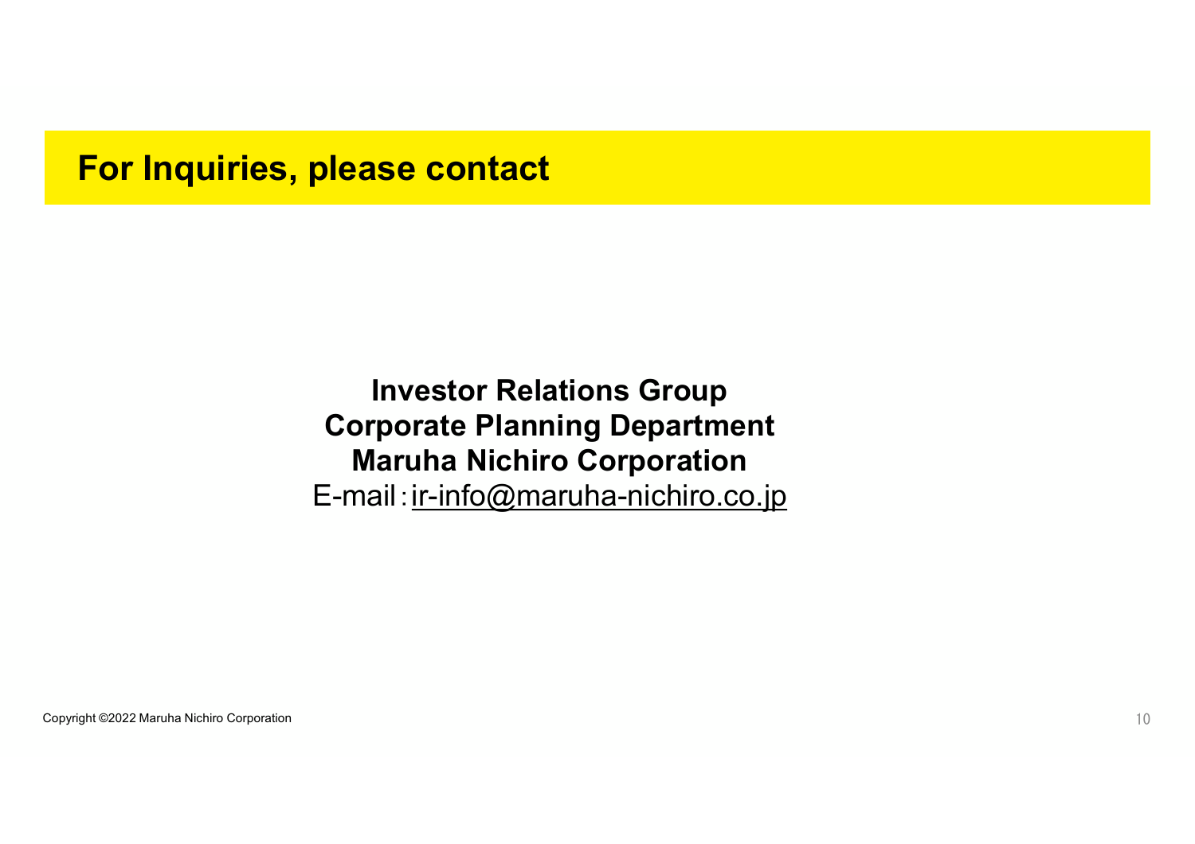## For Inquiries, please contact

**Investor Relations Group**
**Corporate Planning Department**
**Maruha Nichiro Corporation**
E-mail：ir-info@maruha-nichiro.co.jp

Copyright ©2022 Maruha Nichiro Corporation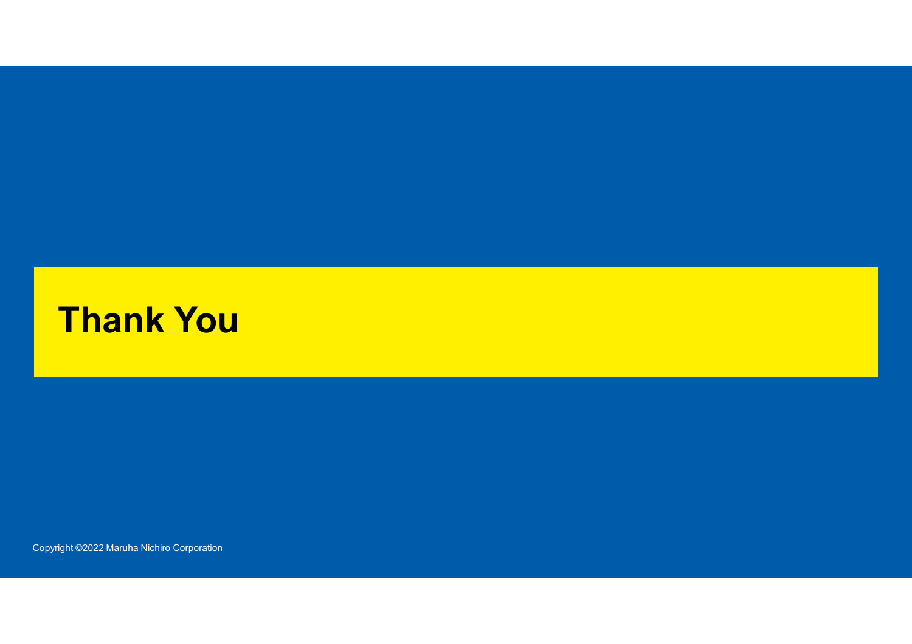# Thank You

Copyright ©2022 Maruha Nichiro Corporation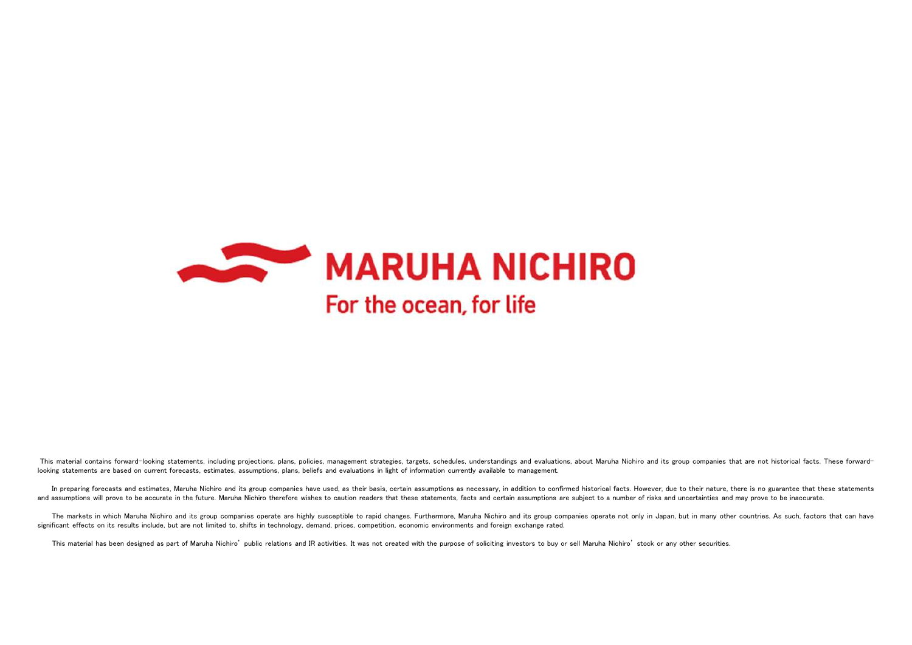MARUHA NICHIRO

For the ocean, for life

This material contains forward-looking statements, including projections, plans, policies, management strategies, targets, schedules, understandings and evaluations, about Maruha Nichiro and its group companies that are not historical facts. These forward-looking statements are based on current forecasts, estimates, assumptions, plans, beliefs and evaluations in light of information currently available to management.

In preparing forecasts and estimates, Maruha Nichiro and its group companies have used, as their basis, certain assumptions as necessary, in addition to confirmed historical facts. However, due to their nature, there is no guarantee that these statements and assumptions will prove to be accurate in the future. Maruha Nichiro therefore wishes to caution readers that these statements, facts and certain assumptions are subject to a number of risks and uncertainties and may prove to be inaccurate.

The markets in which Maruha Nichiro and its group companies operate are highly susceptible to rapid changes. Furthermore, Maruha Nichiro and its group companies operate not only in Japan, but in many other countries. As such, factors that can have significant effects on its results include, but are not limited to, shifts in technology, demand, prices, competition, economic environments and foreign exchange rated.

This material has been designed as part of Maruha Nichiro' public relations and IR activities. It was not created with the purpose of soliciting investors to buy or sell Maruha Nichiro' stock or any other securities.